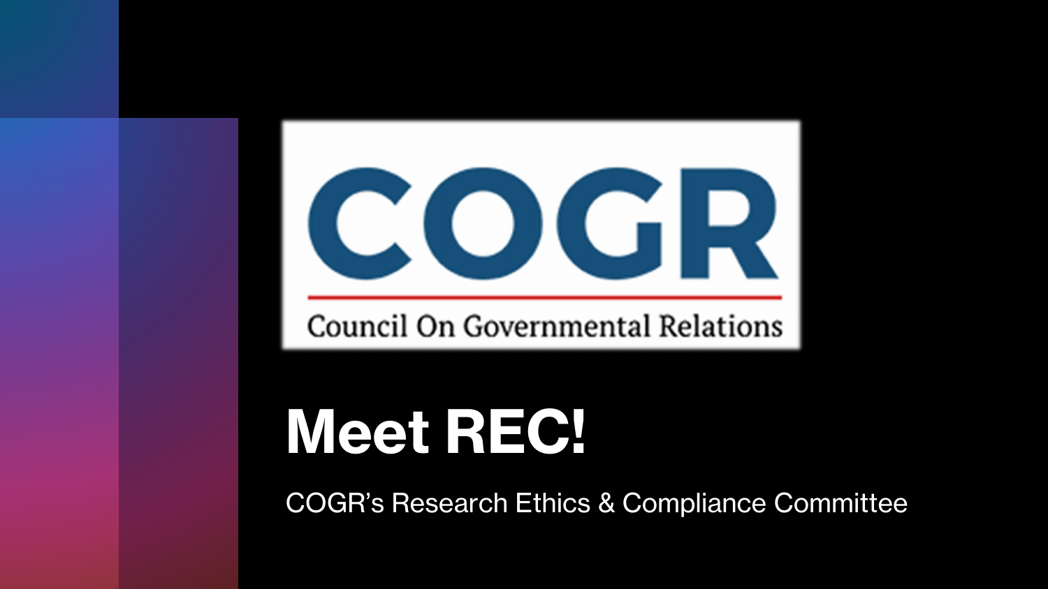COGR

Council On Governmental Relations

# Meet REC!

COGR's Research Ethics & Compliance Committee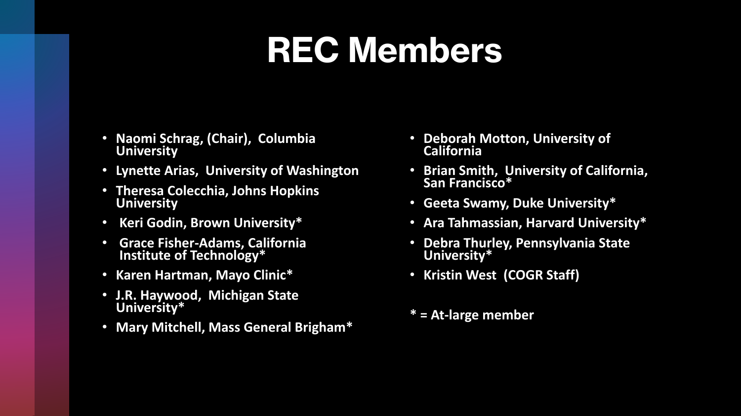# REC Members

- Naomi Schrag, (Chair), Columbia University
- Lynette Arias, University of Washington
- Theresa Colecchia, Johns Hopkins University
- Keri Godin, Brown University*
- Grace Fisher-Adams, California Institute of Technology*
- Karen Hartman, Mayo Clinic*
- J.R. Haywood, Michigan State University*
- Mary Mitchell, Mass General Brigham*
- Deborah Motton, University of California
- Brian Smith, University of California, San Francisco*
- Geeta Swamy, Duke University*
- Ara Tahmassian, Harvard University*
- Debra Thurley, Pennsylvania State University*
- Kristin West (COGR Staff)

* = At-large member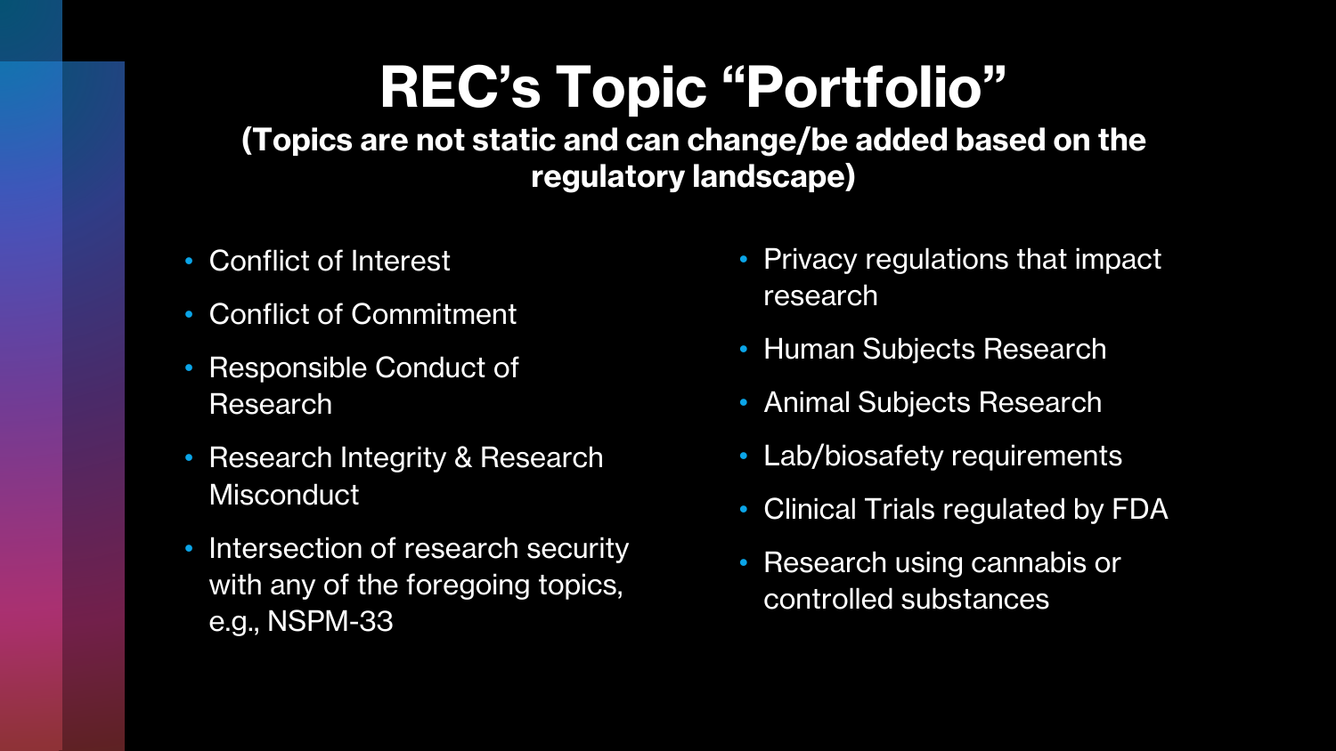# REC's Topic "Portfolio"

**(Topics are not static and can change/be added based on the regulatory landscape)**

- Conflict of Interest
- Conflict of Commitment
- Responsible Conduct of Research
- Research Integrity & Research Misconduct
- Intersection of research security with any of the foregoing topics, e.g., NSPM-33
- Privacy regulations that impact research
- Human Subjects Research
- Animal Subjects Research
- Lab/biosafety requirements
- Clinical Trials regulated by FDA
- Research using cannabis or controlled substances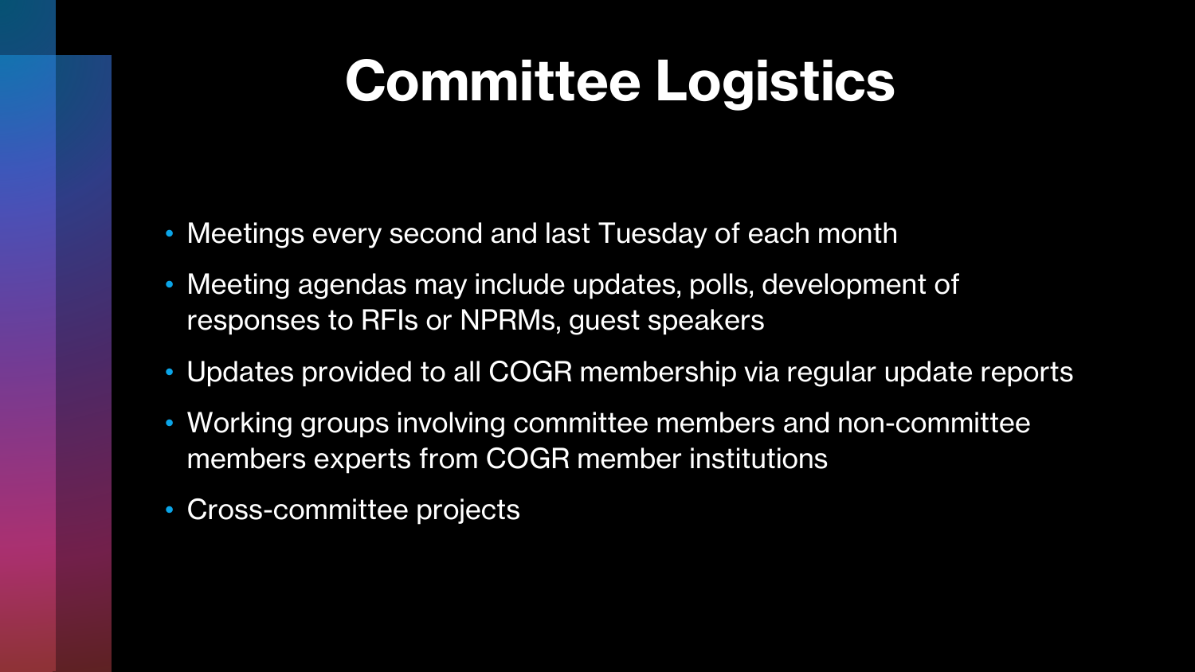# Committee Logistics

- Meetings every second and last Tuesday of each month
- Meeting agendas may include updates, polls, development of responses to RFIs or NPRMs, guest speakers
- Updates provided to all COGR membership via regular update reports
- Working groups involving committee members and non-committee members experts from COGR member institutions
- Cross-committee projects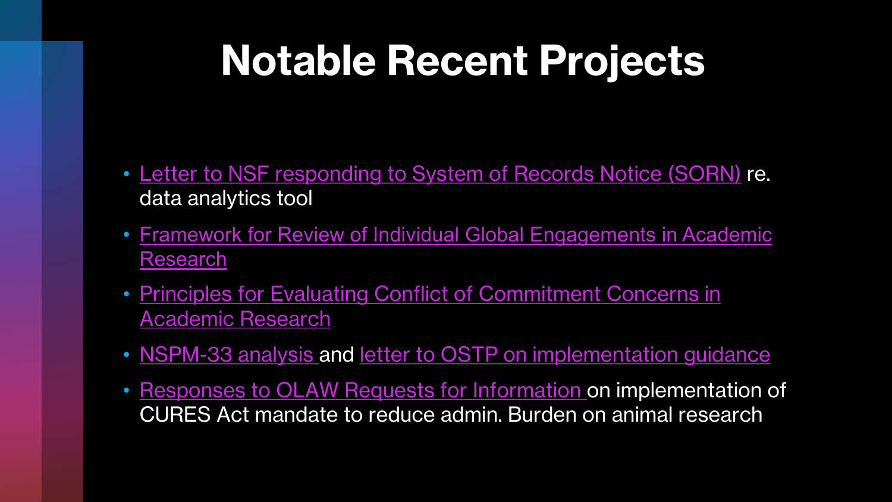# Notable Recent Projects

- Letter to NSF responding to System of Records Notice (SORN) re. data analytics tool
- Framework for Review of Individual Global Engagements in Academic Research
- Principles for Evaluating Conflict of Commitment Concerns in Academic Research
- NSPM-33 analysis and letter to OSTP on implementation guidance
- Responses to OLAW Requests for Information on implementation of CURES Act mandate to reduce admin. Burden on animal research